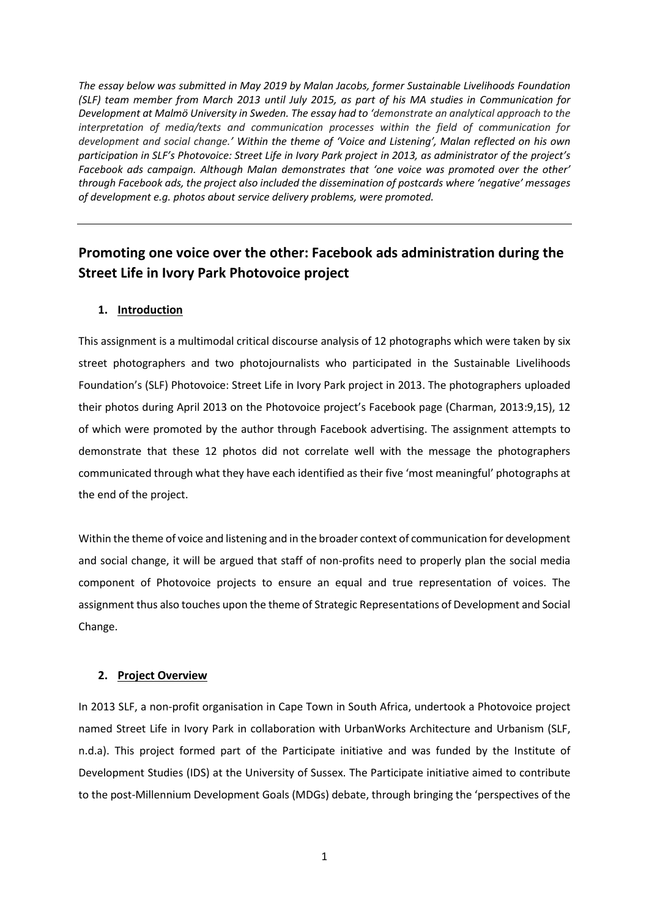*The essay below was submitted in May 2019 by Malan Jacobs, former Sustainable Livelihoods Foundation (SLF) team member from March 2013 until July 2015, as part of his MA studies in Communication for Development at Malmö University in Sweden. The essay had to 'demonstrate an analytical approach to the interpretation of media/texts and communication processes within the field of communication for development and social change.' Within the theme of 'Voice and Listening', Malan reflected on his own participation in SLF's Photovoice: Street Life in Ivory Park project in 2013, as administrator of the project's Facebook ads campaign. Although Malan demonstrates that 'one voice was promoted over the other' through Facebook ads, the project also included the dissemination of postcards where 'negative' messages of development e.g. photos about service delivery problems, were promoted.*

---

# Promoting one voice over the other: Facebook ads administration during the Street Life in Ivory Park Photovoice project

## 1. Introduction

This assignment is a multimodal critical discourse analysis of 12 photographs which were taken by six street photographers and two photojournalists who participated in the Sustainable Livelihoods Foundation's (SLF) Photovoice: Street Life in Ivory Park project in 2013. The photographers uploaded their photos during April 2013 on the Photovoice project's Facebook page (Charman, 2013:9,15), 12 of which were promoted by the author through Facebook advertising. The assignment attempts to demonstrate that these 12 photos did not correlate well with the message the photographers communicated through what they have each identified as their five 'most meaningful' photographs at the end of the project.

Within the theme of voice and listening and in the broader context of communication for development and social change, it will be argued that staff of non-profits need to properly plan the social media component of Photovoice projects to ensure an equal and true representation of voices. The assignment thus also touches upon the theme of Strategic Representations of Development and Social Change.

## 2. Project Overview

In 2013 SLF, a non-profit organisation in Cape Town in South Africa, undertook a Photovoice project named Street Life in Ivory Park in collaboration with UrbanWorks Architecture and Urbanism (SLF, n.d.a). This project formed part of the Participate initiative and was funded by the Institute of Development Studies (IDS) at the University of Sussex. The Participate initiative aimed to contribute to the post-Millennium Development Goals (MDGs) debate, through bringing the 'perspectives of the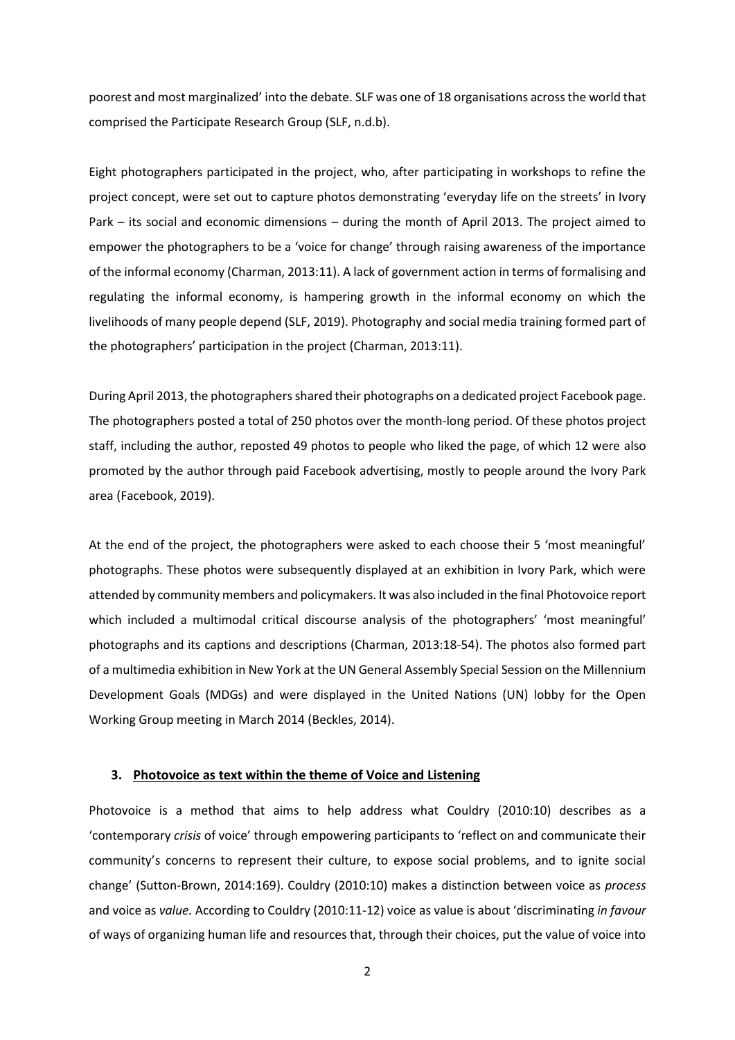poorest and most marginalized' into the debate. SLF was one of 18 organisations across the world that comprised the Participate Research Group (SLF, n.d.b).

Eight photographers participated in the project, who, after participating in workshops to refine the project concept, were set out to capture photos demonstrating 'everyday life on the streets' in Ivory Park – its social and economic dimensions – during the month of April 2013. The project aimed to empower the photographers to be a 'voice for change' through raising awareness of the importance of the informal economy (Charman, 2013:11). A lack of government action in terms of formalising and regulating the informal economy, is hampering growth in the informal economy on which the livelihoods of many people depend (SLF, 2019). Photography and social media training formed part of the photographers' participation in the project (Charman, 2013:11).

During April 2013, the photographers shared their photographs on a dedicated project Facebook page. The photographers posted a total of 250 photos over the month-long period. Of these photos project staff, including the author, reposted 49 photos to people who liked the page, of which 12 were also promoted by the author through paid Facebook advertising, mostly to people around the Ivory Park area (Facebook, 2019).

At the end of the project, the photographers were asked to each choose their 5 'most meaningful' photographs. These photos were subsequently displayed at an exhibition in Ivory Park, which were attended by community members and policymakers. It was also included in the final Photovoice report which included a multimodal critical discourse analysis of the photographers' 'most meaningful' photographs and its captions and descriptions (Charman, 2013:18-54). The photos also formed part of a multimedia exhibition in New York at the UN General Assembly Special Session on the Millennium Development Goals (MDGs) and were displayed in the United Nations (UN) lobby for the Open Working Group meeting in March 2014 (Beckles, 2014).

## 3. Photovoice as text within the theme of Voice and Listening

Photovoice is a method that aims to help address what Couldry (2010:10) describes as a 'contemporary *crisis* of voice' through empowering participants to 'reflect on and communicate their community's concerns to represent their culture, to expose social problems, and to ignite social change' (Sutton-Brown, 2014:169). Couldry (2010:10) makes a distinction between voice as *process* and voice as *value*. According to Couldry (2010:11-12) voice as value is about 'discriminating *in favour* of ways of organizing human life and resources that, through their choices, put the value of voice into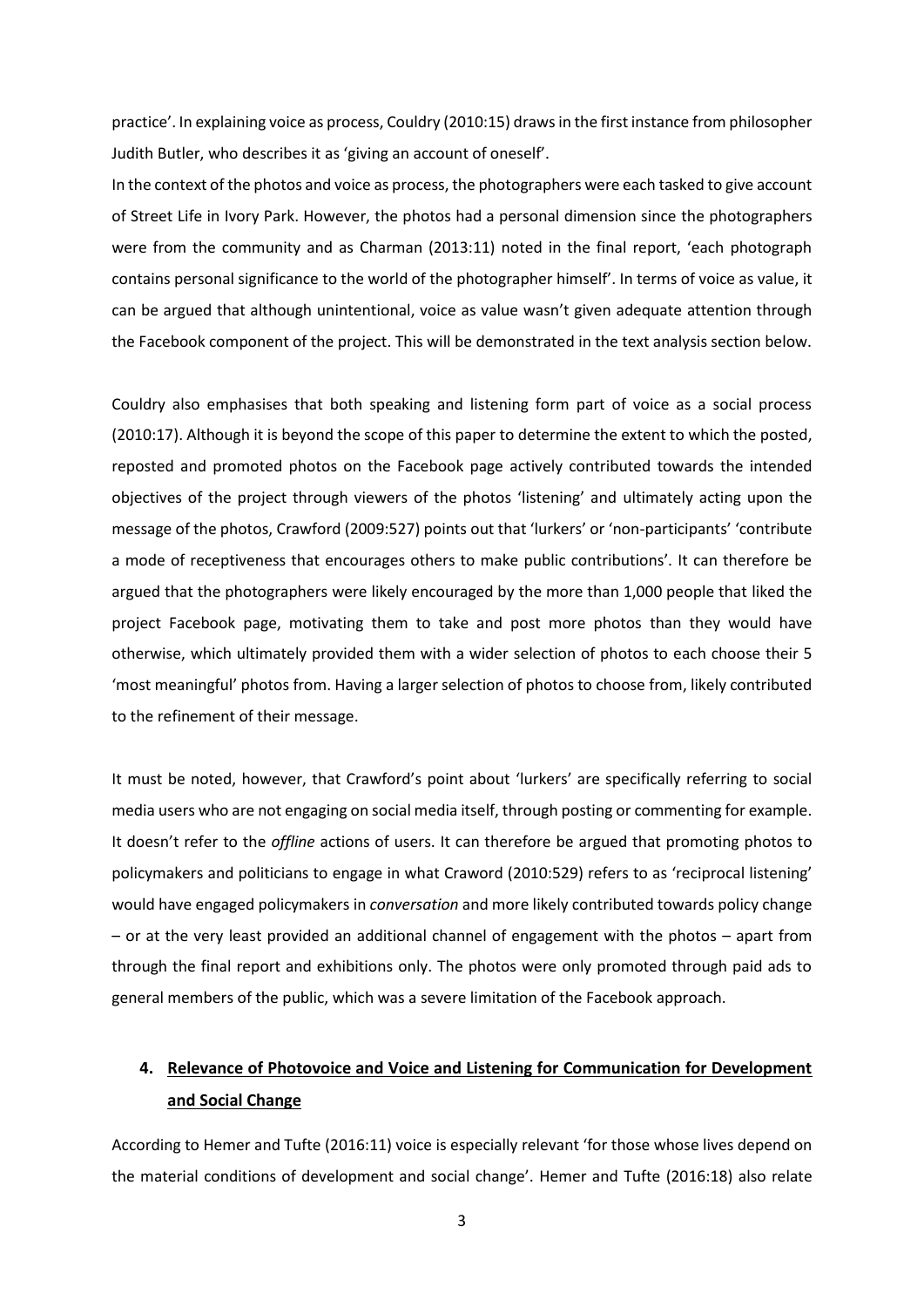practice'. In explaining voice as process, Couldry (2010:15) draws in the first instance from philosopher Judith Butler, who describes it as 'giving an account of oneself'.

In the context of the photos and voice as process, the photographers were each tasked to give account of Street Life in Ivory Park. However, the photos had a personal dimension since the photographers were from the community and as Charman (2013:11) noted in the final report, 'each photograph contains personal significance to the world of the photographer himself'. In terms of voice as value, it can be argued that although unintentional, voice as value wasn't given adequate attention through the Facebook component of the project. This will be demonstrated in the text analysis section below.

Couldry also emphasises that both speaking and listening form part of voice as a social process (2010:17). Although it is beyond the scope of this paper to determine the extent to which the posted, reposted and promoted photos on the Facebook page actively contributed towards the intended objectives of the project through viewers of the photos 'listening' and ultimately acting upon the message of the photos, Crawford (2009:527) points out that 'lurkers' or 'non-participants' 'contribute a mode of receptiveness that encourages others to make public contributions'. It can therefore be argued that the photographers were likely encouraged by the more than 1,000 people that liked the project Facebook page, motivating them to take and post more photos than they would have otherwise, which ultimately provided them with a wider selection of photos to each choose their 5 'most meaningful' photos from. Having a larger selection of photos to choose from, likely contributed to the refinement of their message.

It must be noted, however, that Crawford's point about 'lurkers' are specifically referring to social media users who are not engaging on social media itself, through posting or commenting for example. It doesn't refer to the *offline* actions of users. It can therefore be argued that promoting photos to policymakers and politicians to engage in what Craword (2010:529) refers to as 'reciprocal listening' would have engaged policymakers in *conversation* and more likely contributed towards policy change – or at the very least provided an additional channel of engagement with the photos – apart from through the final report and exhibitions only. The photos were only promoted through paid ads to general members of the public, which was a severe limitation of the Facebook approach.

## 4. Relevance of Photovoice and Voice and Listening for Communication for Development and Social Change

According to Hemer and Tufte (2016:11) voice is especially relevant 'for those whose lives depend on the material conditions of development and social change'. Hemer and Tufte (2016:18) also relate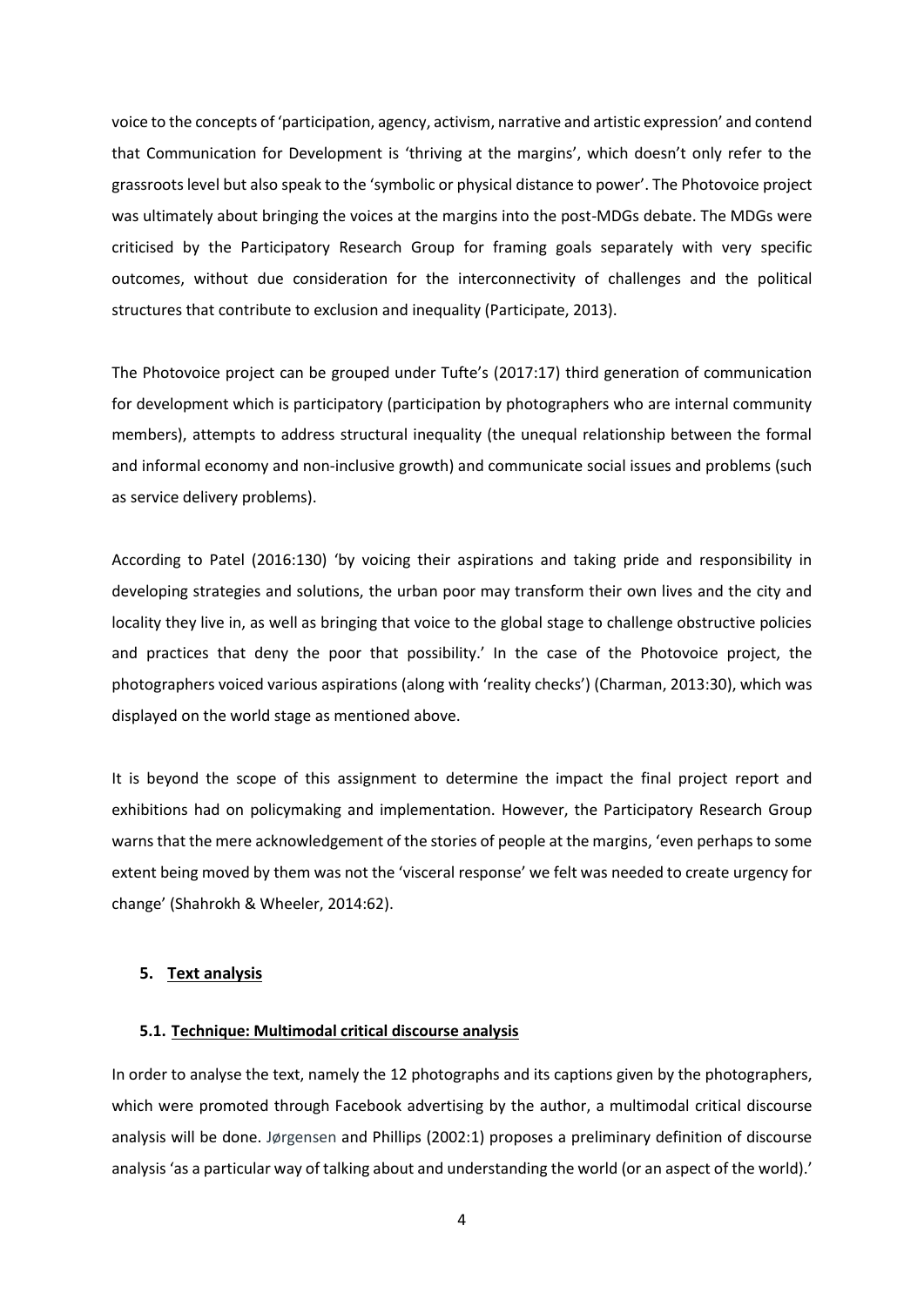voice to the concepts of 'participation, agency, activism, narrative and artistic expression' and contend that Communication for Development is 'thriving at the margins', which doesn't only refer to the grassroots level but also speak to the 'symbolic or physical distance to power'. The Photovoice project was ultimately about bringing the voices at the margins into the post-MDGs debate. The MDGs were criticised by the Participatory Research Group for framing goals separately with very specific outcomes, without due consideration for the interconnectivity of challenges and the political structures that contribute to exclusion and inequality (Participate, 2013).

The Photovoice project can be grouped under Tufte's (2017:17) third generation of communication for development which is participatory (participation by photographers who are internal community members), attempts to address structural inequality (the unequal relationship between the formal and informal economy and non-inclusive growth) and communicate social issues and problems (such as service delivery problems).

According to Patel (2016:130) 'by voicing their aspirations and taking pride and responsibility in developing strategies and solutions, the urban poor may transform their own lives and the city and locality they live in, as well as bringing that voice to the global stage to challenge obstructive policies and practices that deny the poor that possibility.' In the case of the Photovoice project, the photographers voiced various aspirations (along with 'reality checks') (Charman, 2013:30), which was displayed on the world stage as mentioned above.

It is beyond the scope of this assignment to determine the impact the final project report and exhibitions had on policymaking and implementation. However, the Participatory Research Group warns that the mere acknowledgement of the stories of people at the margins, 'even perhaps to some extent being moved by them was not the 'visceral response' we felt was needed to create urgency for change' (Shahrokh & Wheeler, 2014:62).

## 5. Text analysis

### 5.1. Technique: Multimodal critical discourse analysis

In order to analyse the text, namely the 12 photographs and its captions given by the photographers, which were promoted through Facebook advertising by the author, a multimodal critical discourse analysis will be done. Jørgensen and Phillips (2002:1) proposes a preliminary definition of discourse analysis 'as a particular way of talking about and understanding the world (or an aspect of the world).'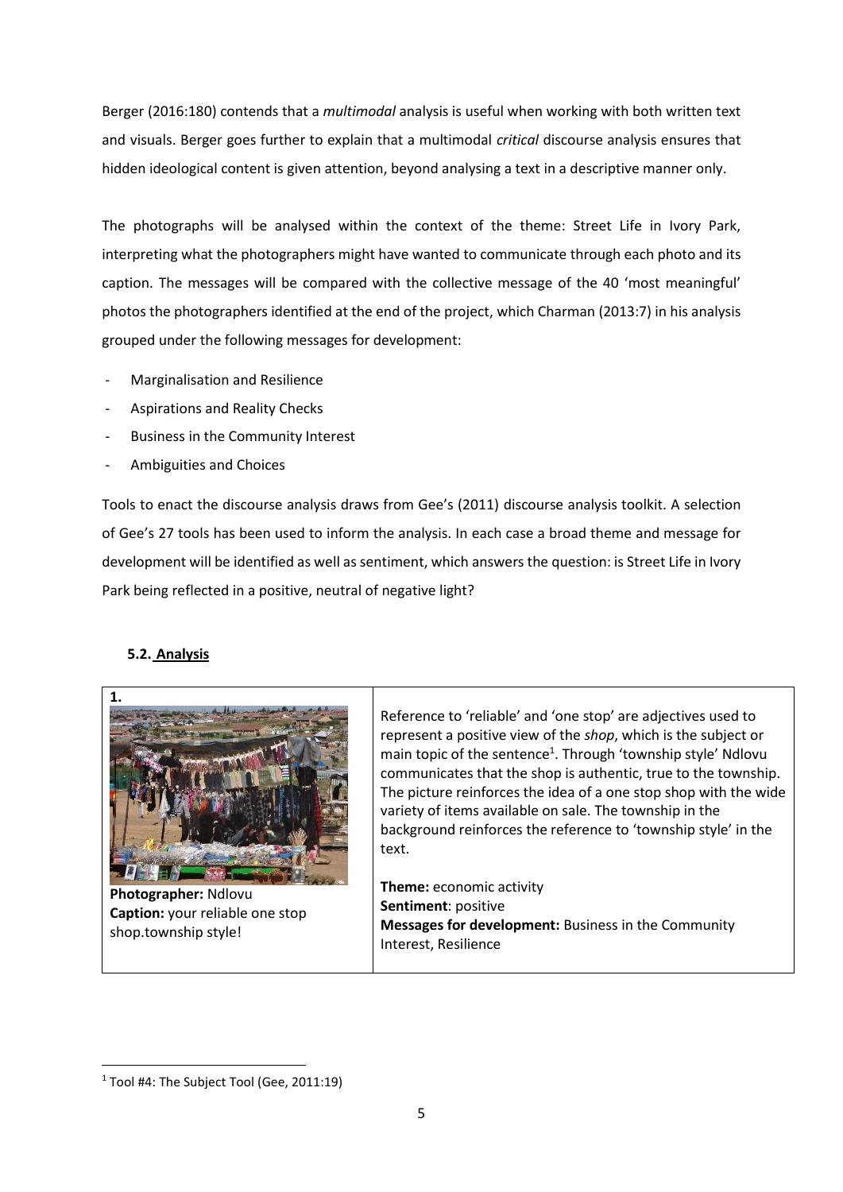Berger (2016:180) contends that a *multimodal* analysis is useful when working with both written text and visuals. Berger goes further to explain that a multimodal *critical* discourse analysis ensures that hidden ideological content is given attention, beyond analysing a text in a descriptive manner only.

The photographs will be analysed within the context of the theme: Street Life in Ivory Park, interpreting what the photographers might have wanted to communicate through each photo and its caption. The messages will be compared with the collective message of the 40 'most meaningful' photos the photographers identified at the end of the project, which Charman (2013:7) in his analysis grouped under the following messages for development:

- Marginalisation and Resilience
- Aspirations and Reality Checks
- Business in the Community Interest
- Ambiguities and Choices

Tools to enact the discourse analysis draws from Gee's (2011) discourse analysis toolkit. A selection of Gee's 27 tools has been used to inform the analysis. In each case a broad theme and message for development will be identified as well as sentiment, which answers the question: is Street Life in Ivory Park being reflected in a positive, neutral of negative light?

## 5.2. Analysis

| **1.** | |
|---|---|
| **Photographer:** Ndlovu<br>**Caption:** your reliable one stop shop.township style! | Reference to 'reliable' and 'one stop' are adjectives used to represent a positive view of the *shop*, which is the subject or main topic of the sentence[1]. Through 'township style' Ndlovu communicates that the shop is authentic, true to the township. The picture reinforces the idea of a one stop shop with the wide variety of items available on sale. The township in the background reinforces the reference to 'township style' in the text.<br><br>**Theme:** economic activity<br>**Sentiment**: positive<br>**Messages for development:** Business in the Community Interest, Resilience |

[1] Tool #4: The Subject Tool (Gee, 2011:19)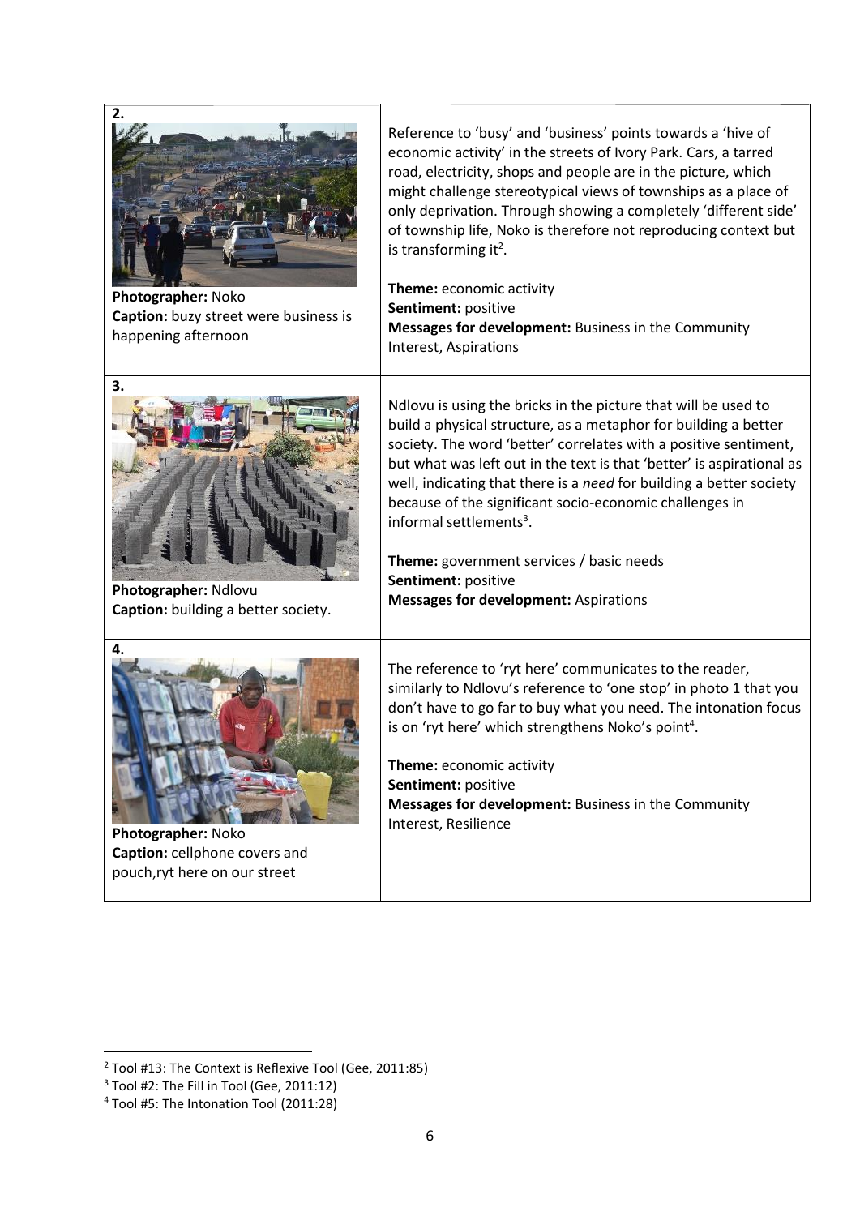| | |
|---|---|
| **2.**<br>**Photographer:** Noko<br>**Caption:** buzy street were business is happening afternoon | Reference to 'busy' and 'business' points towards a 'hive of economic activity' in the streets of Ivory Park. Cars, a tarred road, electricity, shops and people are in the picture, which might challenge stereotypical views of townships as a place of only deprivation. Through showing a completely 'different side' of township life, Noko is therefore not reproducing context but is transforming it[2].<br><br>**Theme:** economic activity<br>**Sentiment:** positive<br>**Messages for development:** Business in the Community Interest, Aspirations |
| **3.**<br>**Photographer:** Ndlovu<br>**Caption:** building a better society. | Ndlovu is using the bricks in the picture that will be used to build a physical structure, as a metaphor for building a better society. The word 'better' correlates with a positive sentiment, but what was left out in the text is that 'better' is aspirational as well, indicating that there is a *need* for building a better society because of the significant socio-economic challenges in informal settlements[3].<br><br>**Theme:** government services / basic needs<br>**Sentiment:** positive<br>**Messages for development:** Aspirations |
| **4.**<br>**Photographer:** Noko<br>**Caption:** cellphone covers and pouch,ryt here on our street | The reference to 'ryt here' communicates to the reader, similarly to Ndlovu's reference to 'one stop' in photo 1 that you don't have to go far to buy what you need. The intonation focus is on 'ryt here' which strengthens Noko's point[4].<br><br>**Theme:** economic activity<br>**Sentiment:** positive<br>**Messages for development:** Business in the Community Interest, Resilience |

[2] Tool #13: The Context is Reflexive Tool (Gee, 2011:85)

[3] Tool #2: The Fill in Tool (Gee, 2011:12)

[4] Tool #5: The Intonation Tool (2011:28)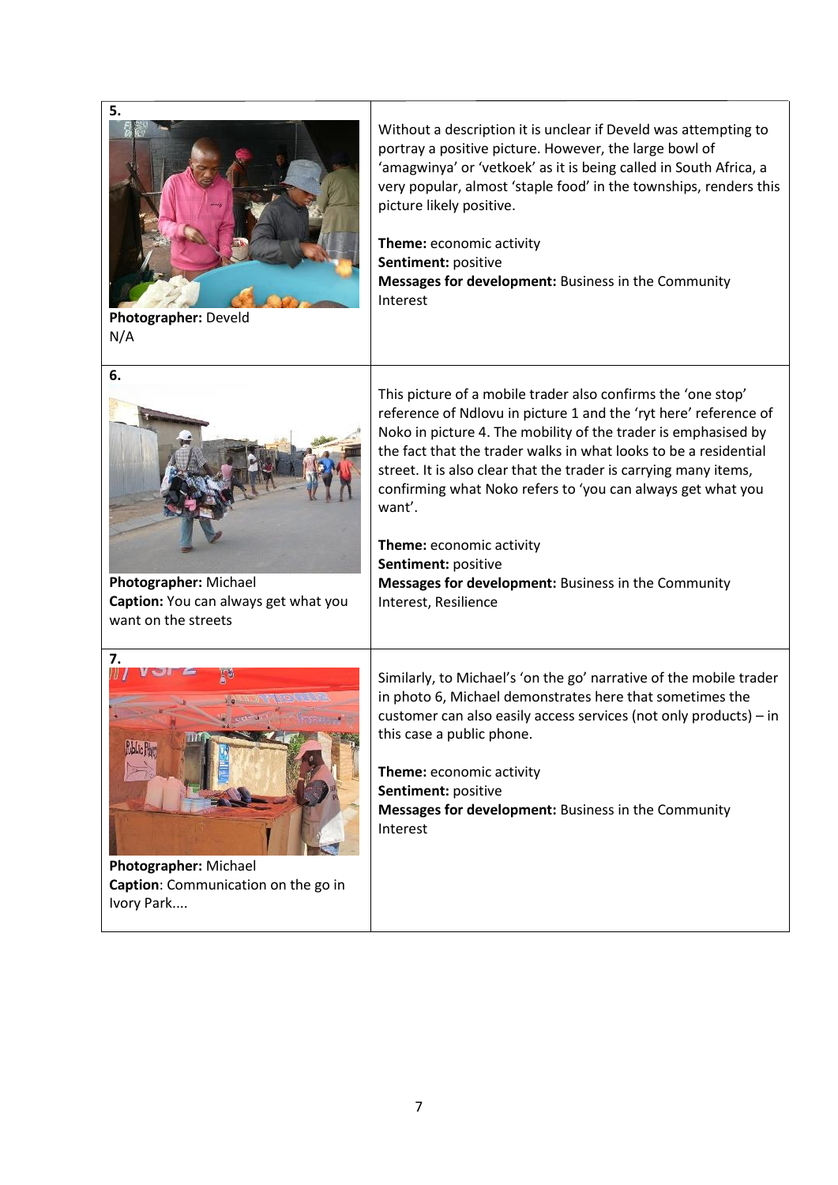| | |
|---|---|
| **5.**<br>**Photographer:** Develd<br>N/A | Without a description it is unclear if Develd was attempting to portray a positive picture. However, the large bowl of 'amagwinya' or 'vetkoek' as it is being called in South Africa, a very popular, almost 'staple food' in the townships, renders this picture likely positive.<br><br>**Theme:** economic activity<br>**Sentiment:** positive<br>**Messages for development:** Business in the Community Interest |
| **6.**<br>**Photographer:** Michael<br>**Caption:** You can always get what you want on the streets | This picture of a mobile trader also confirms the 'one stop' reference of Ndlovu in picture 1 and the 'ryt here' reference of Noko in picture 4. The mobility of the trader is emphasised by the fact that the trader walks in what looks to be a residential street. It is also clear that the trader is carrying many items, confirming what Noko refers to 'you can always get what you want'.<br><br>**Theme:** economic activity<br>**Sentiment:** positive<br>**Messages for development:** Business in the Community Interest, Resilience |
| **7.**<br>**Photographer:** Michael<br>**Caption**: Communication on the go in Ivory Park.... | Similarly, to Michael's 'on the go' narrative of the mobile trader in photo 6, Michael demonstrates here that sometimes the customer can also easily access services (not only products) – in this case a public phone.<br><br>**Theme:** economic activity<br>**Sentiment:** positive<br>**Messages for development:** Business in the Community Interest |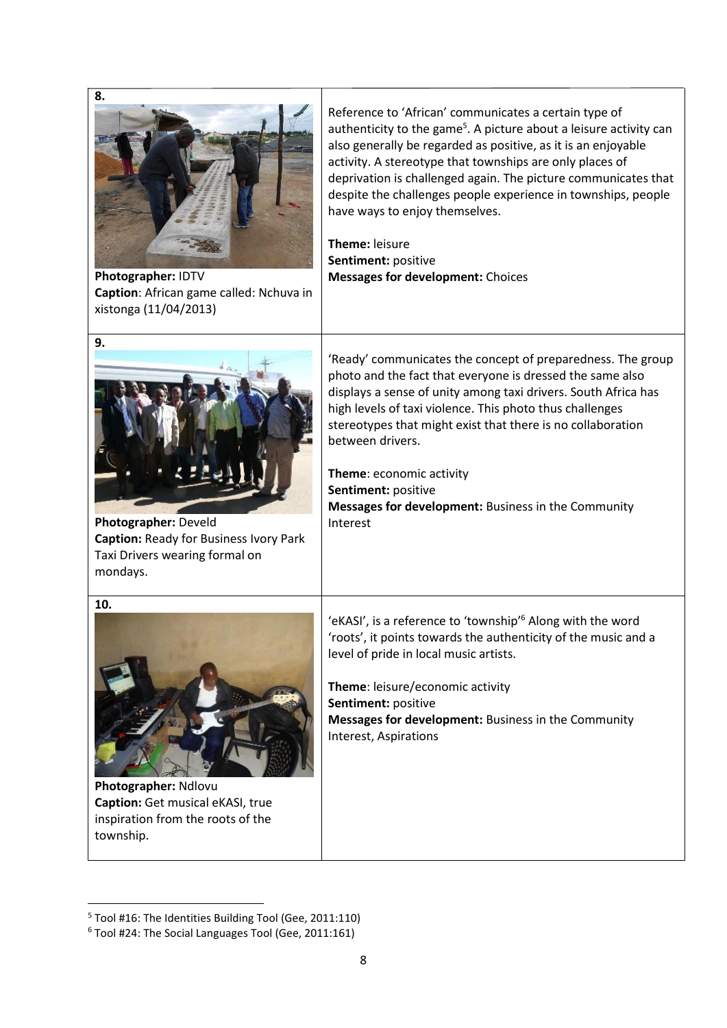| | |
|---|---|
| **8.** <br> **Photographer:** IDTV <br> **Caption**: African game called: Nchuva in xistonga (11/04/2013) | Reference to 'African' communicates a certain type of authenticity to the game[5]. A picture about a leisure activity can also generally be regarded as positive, as it is an enjoyable activity. A stereotype that townships are only places of deprivation is challenged again. The picture communicates that despite the challenges people experience in townships, people have ways to enjoy themselves. <br><br> **Theme:** leisure <br> **Sentiment:** positive <br> **Messages for development:** Choices |
| **9.** <br> **Photographer:** Develd <br> **Caption:** Ready for Business Ivory Park Taxi Drivers wearing formal on mondays. | 'Ready' communicates the concept of preparedness. The group photo and the fact that everyone is dressed the same also displays a sense of unity among taxi drivers. South Africa has high levels of taxi violence. This photo thus challenges stereotypes that might exist that there is no collaboration between drivers. <br><br> **Theme**: economic activity <br> **Sentiment:** positive <br> **Messages for development:** Business in the Community Interest |
| **10.** <br> **Photographer:** Ndlovu <br> **Caption:** Get musical eKASI, true inspiration from the roots of the township. | 'eKASI', is a reference to 'township'[6] Along with the word 'roots', it points towards the authenticity of the music and a level of pride in local music artists. <br><br> **Theme**: leisure/economic activity <br> **Sentiment:** positive <br> **Messages for development:** Business in the Community Interest, Aspirations |

[5] Tool #16: The Identities Building Tool (Gee, 2011:110)

[6] Tool #24: The Social Languages Tool (Gee, 2011:161)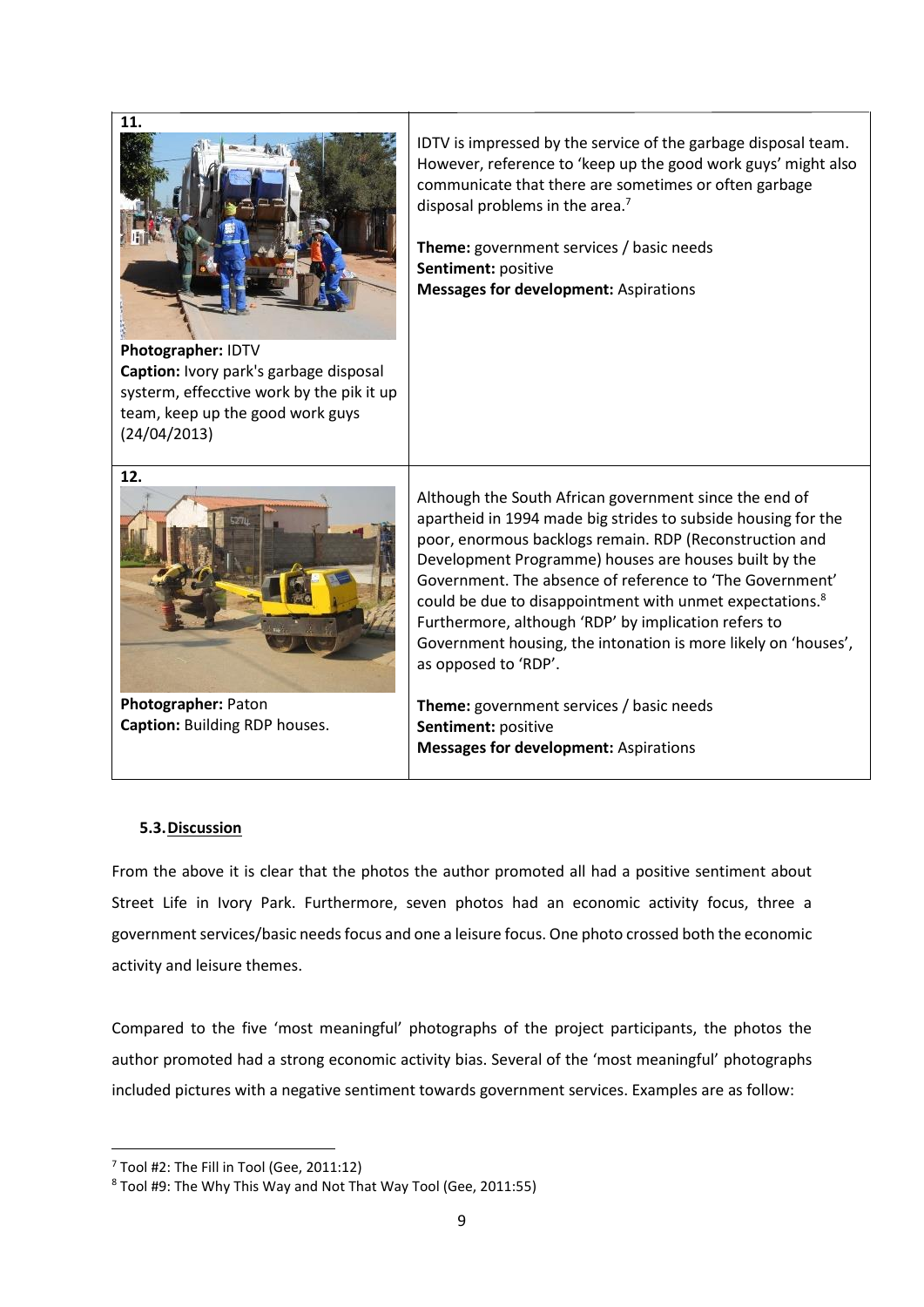| | |
|---|---|
| **11.**<br><br>**Photographer:** IDTV<br>**Caption:** Ivory park's garbage disposal systerm, effecctive work by the pik it up team, keep up the good work guys (24/04/2013) | IDTV is impressed by the service of the garbage disposal team. However, reference to 'keep up the good work guys' might also communicate that there are sometimes or often garbage disposal problems in the area.[7]<br><br>**Theme:** government services / basic needs<br>**Sentiment:** positive<br>**Messages for development:** Aspirations |
| **12.**<br><br>**Photographer:** Paton<br>**Caption:** Building RDP houses. | Although the South African government since the end of apartheid in 1994 made big strides to subside housing for the poor, enormous backlogs remain. RDP (Reconstruction and Development Programme) houses are houses built by the Government. The absence of reference to 'The Government' could be due to disappointment with unmet expectations.[8] Furthermore, although 'RDP' by implication refers to Government housing, the intonation is more likely on 'houses', as opposed to 'RDP'.<br><br>**Theme:** government services / basic needs<br>**Sentiment:** positive<br>**Messages for development:** Aspirations |

### 5.3. Discussion

From the above it is clear that the photos the author promoted all had a positive sentiment about Street Life in Ivory Park. Furthermore, seven photos had an economic activity focus, three a government services/basic needs focus and one a leisure focus. One photo crossed both the economic activity and leisure themes.

Compared to the five 'most meaningful' photographs of the project participants, the photos the author promoted had a strong economic activity bias. Several of the 'most meaningful' photographs included pictures with a negative sentiment towards government services. Examples are as follow:

[7] Tool #2: The Fill in Tool (Gee, 2011:12)

[8] Tool #9: The Why This Way and Not That Way Tool (Gee, 2011:55)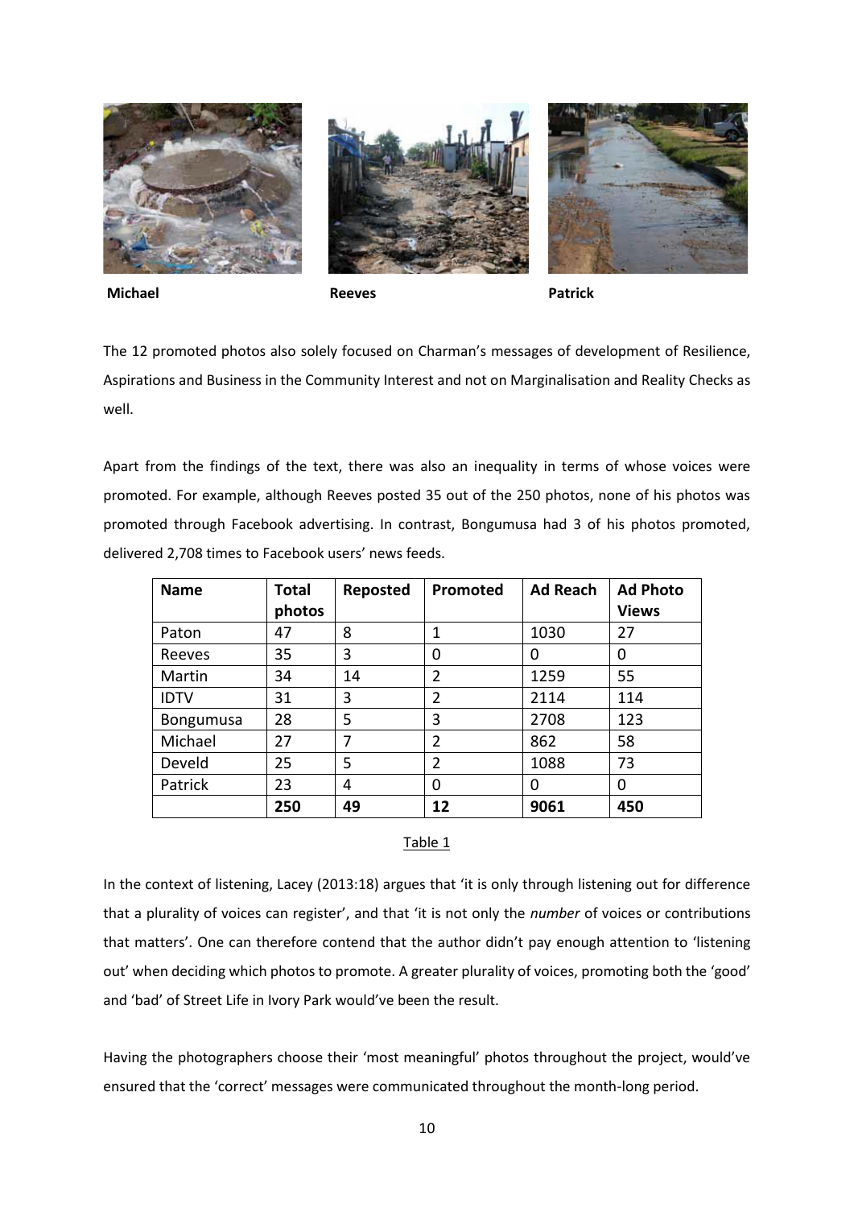**Michael** **Reeves** **Patrick**

The 12 promoted photos also solely focused on Charman's messages of development of Resilience, Aspirations and Business in the Community Interest and not on Marginalisation and Reality Checks as well.

Apart from the findings of the text, there was also an inequality in terms of whose voices were promoted. For example, although Reeves posted 35 out of the 250 photos, none of his photos was promoted through Facebook advertising. In contrast, Bongumusa had 3 of his photos promoted, delivered 2,708 times to Facebook users' news feeds.

| Name | Total photos | Reposted | Promoted | Ad Reach | Ad Photo Views |
|---|---|---|---|---|---|
| Paton | 47 | 8 | 1 | 1030 | 27 |
| Reeves | 35 | 3 | 0 | 0 | 0 |
| Martin | 34 | 14 | 2 | 1259 | 55 |
| IDTV | 31 | 3 | 2 | 2114 | 114 |
| Bongumusa | 28 | 5 | 3 | 2708 | 123 |
| Michael | 27 | 7 | 2 | 862 | 58 |
| Develd | 25 | 5 | 2 | 1088 | 73 |
| Patrick | 23 | 4 | 0 | 0 | 0 |
| | **250** | **49** | **12** | **9061** | **450** |

Table 1

In the context of listening, Lacey (2013:18) argues that 'it is only through listening out for difference that a plurality of voices can register', and that 'it is not only the *number* of voices or contributions that matters'. One can therefore contend that the author didn't pay enough attention to 'listening out' when deciding which photos to promote. A greater plurality of voices, promoting both the 'good' and 'bad' of Street Life in Ivory Park would've been the result.

Having the photographers choose their 'most meaningful' photos throughout the project, would've ensured that the 'correct' messages were communicated throughout the month-long period.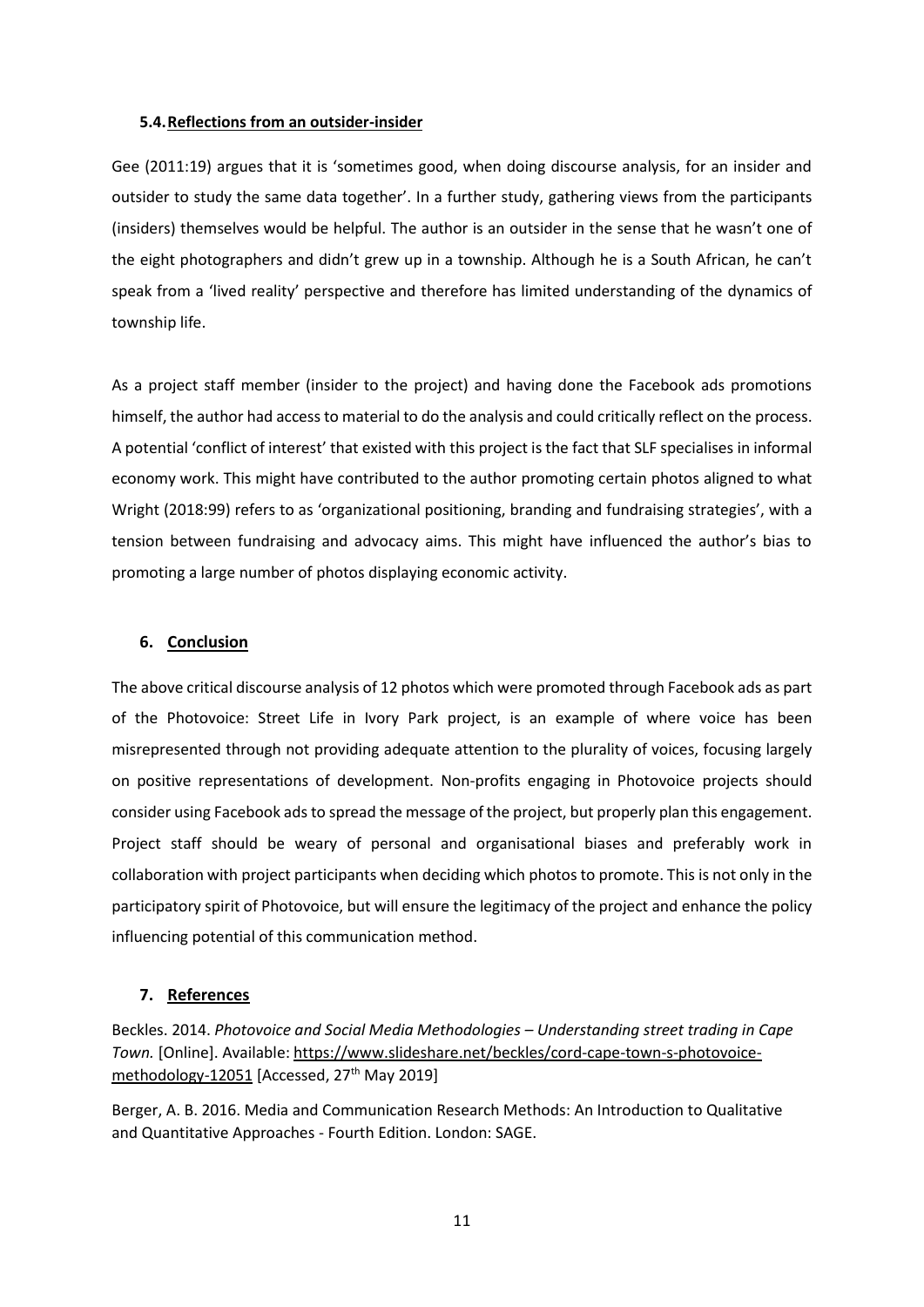### 5.4. Reflections from an outsider-insider

Gee (2011:19) argues that it is 'sometimes good, when doing discourse analysis, for an insider and outsider to study the same data together'. In a further study, gathering views from the participants (insiders) themselves would be helpful. The author is an outsider in the sense that he wasn't one of the eight photographers and didn't grew up in a township. Although he is a South African, he can't speak from a 'lived reality' perspective and therefore has limited understanding of the dynamics of township life.

As a project staff member (insider to the project) and having done the Facebook ads promotions himself, the author had access to material to do the analysis and could critically reflect on the process. A potential 'conflict of interest' that existed with this project is the fact that SLF specialises in informal economy work. This might have contributed to the author promoting certain photos aligned to what Wright (2018:99) refers to as 'organizational positioning, branding and fundraising strategies', with a tension between fundraising and advocacy aims. This might have influenced the author's bias to promoting a large number of photos displaying economic activity.

## 6. Conclusion

The above critical discourse analysis of 12 photos which were promoted through Facebook ads as part of the Photovoice: Street Life in Ivory Park project, is an example of where voice has been misrepresented through not providing adequate attention to the plurality of voices, focusing largely on positive representations of development. Non-profits engaging in Photovoice projects should consider using Facebook ads to spread the message of the project, but properly plan this engagement. Project staff should be weary of personal and organisational biases and preferably work in collaboration with project participants when deciding which photos to promote. This is not only in the participatory spirit of Photovoice, but will ensure the legitimacy of the project and enhance the policy influencing potential of this communication method.

## 7. References

Beckles. 2014. *Photovoice and Social Media Methodologies – Understanding street trading in Cape Town.* [Online]. Available: https://www.slideshare.net/beckles/cord-cape-town-s-photovoice-methodology-12051 [Accessed, 27th May 2019]

Berger, A. B. 2016. Media and Communication Research Methods: An Introduction to Qualitative and Quantitative Approaches - Fourth Edition. London: SAGE.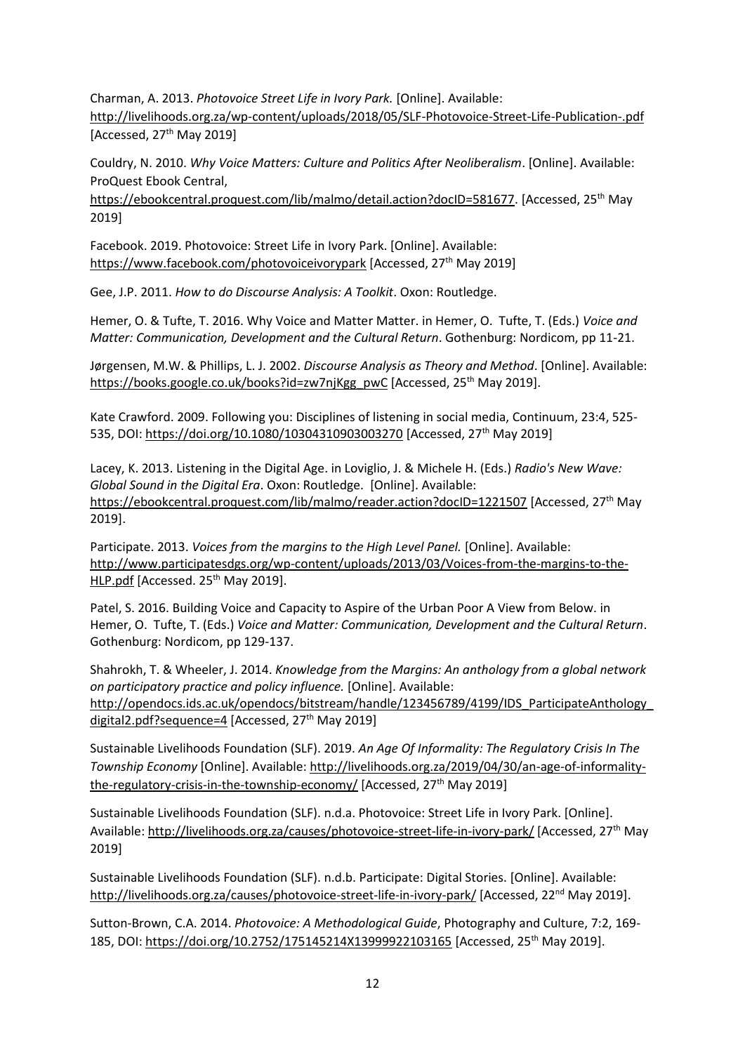Charman, A. 2013. *Photovoice Street Life in Ivory Park.* [Online]. Available: http://livelihoods.org.za/wp-content/uploads/2018/05/SLF-Photovoice-Street-Life-Publication-.pdf [Accessed, 27th May 2019]

Couldry, N. 2010. *Why Voice Matters: Culture and Politics After Neoliberalism*. [Online]. Available: ProQuest Ebook Central, https://ebookcentral.proquest.com/lib/malmo/detail.action?docID=581677. [Accessed, 25th May 2019]

Facebook. 2019. Photovoice: Street Life in Ivory Park. [Online]. Available: https://www.facebook.com/photovoiceivorypark [Accessed, 27th May 2019]

Gee, J.P. 2011. *How to do Discourse Analysis: A Toolkit*. Oxon: Routledge.

Hemer, O. & Tufte, T. 2016. Why Voice and Matter Matter. in Hemer, O. Tufte, T. (Eds.) *Voice and Matter: Communication, Development and the Cultural Return*. Gothenburg: Nordicom, pp 11-21.

Jørgensen, M.W. & Phillips, L. J. 2002. *Discourse Analysis as Theory and Method*. [Online]. Available: https://books.google.co.uk/books?id=zw7njKgg_pwC [Accessed, 25th May 2019].

Kate Crawford. 2009. Following you: Disciplines of listening in social media, Continuum, 23:4, 525-535, DOI: https://doi.org/10.1080/10304310903003270 [Accessed, 27th May 2019]

Lacey, K. 2013. Listening in the Digital Age. in Loviglio, J. & Michele H. (Eds.) *Radio's New Wave: Global Sound in the Digital Era*. Oxon: Routledge. [Online]. Available: https://ebookcentral.proquest.com/lib/malmo/reader.action?docID=1221507 [Accessed, 27th May 2019].

Participate. 2013. *Voices from the margins to the High Level Panel.* [Online]. Available: http://www.participatesdgs.org/wp-content/uploads/2013/03/Voices-from-the-margins-to-the-HLP.pdf [Accessed. 25th May 2019].

Patel, S. 2016. Building Voice and Capacity to Aspire of the Urban Poor A View from Below. in Hemer, O. Tufte, T. (Eds.) *Voice and Matter: Communication, Development and the Cultural Return*. Gothenburg: Nordicom, pp 129-137.

Shahrokh, T. & Wheeler, J. 2014. *Knowledge from the Margins: An anthology from a global network on participatory practice and policy influence.* [Online]. Available: http://opendocs.ids.ac.uk/opendocs/bitstream/handle/123456789/4199/IDS_ParticipateAnthology_digital2.pdf?sequence=4 [Accessed, 27th May 2019]

Sustainable Livelihoods Foundation (SLF). 2019. *An Age Of Informality: The Regulatory Crisis In The Township Economy* [Online]. Available: http://livelihoods.org.za/2019/04/30/an-age-of-informality-the-regulatory-crisis-in-the-township-economy/ [Accessed, 27th May 2019]

Sustainable Livelihoods Foundation (SLF). n.d.a. Photovoice: Street Life in Ivory Park. [Online]. Available: http://livelihoods.org.za/causes/photovoice-street-life-in-ivory-park/ [Accessed, 27th May 2019]

Sustainable Livelihoods Foundation (SLF). n.d.b. Participate: Digital Stories. [Online]. Available: http://livelihoods.org.za/causes/photovoice-street-life-in-ivory-park/ [Accessed, 22nd May 2019].

Sutton-Brown, C.A. 2014. *Photovoice: A Methodological Guide*, Photography and Culture, 7:2, 169-185, DOI: https://doi.org/10.2752/175145214X13999922103165 [Accessed, 25th May 2019].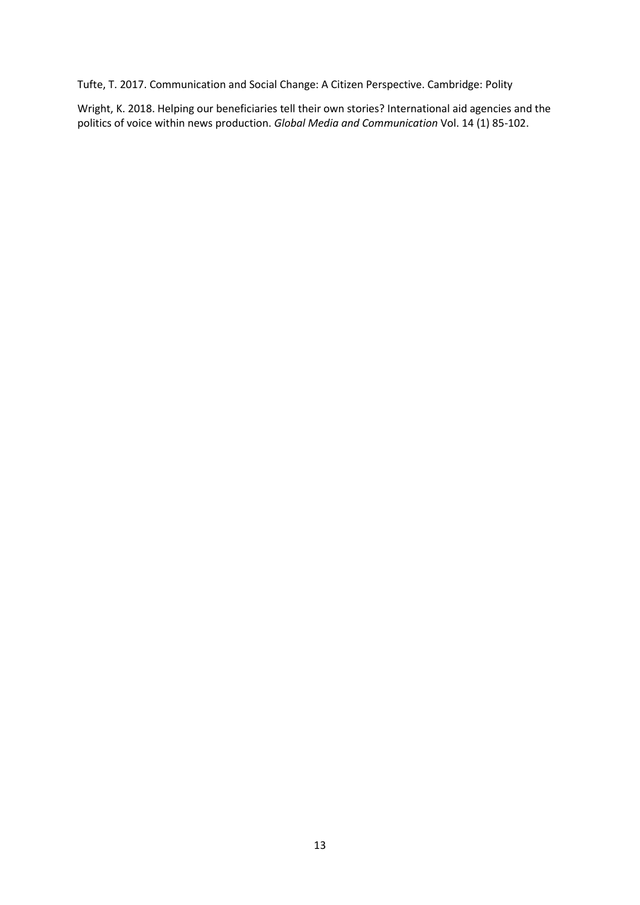Tufte, T. 2017. Communication and Social Change: A Citizen Perspective. Cambridge: Polity

Wright, K. 2018. Helping our beneficiaries tell their own stories? International aid agencies and the politics of voice within news production. *Global Media and Communication* Vol. 14 (1) 85-102.